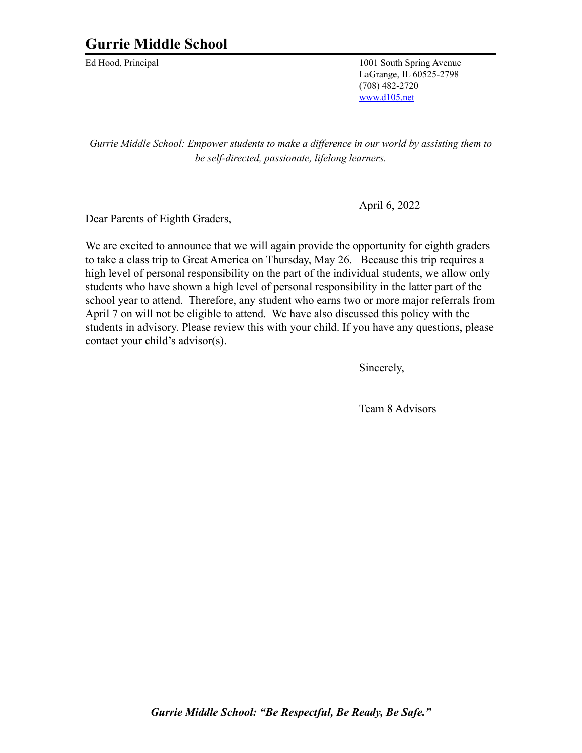# Gurrie Middle School

Ed Hood, Principal

1001 South Spring Avenue
LaGrange, IL 60525-2798
(708) 482-2720
www.d105.net

*Gurrie Middle School: Empower students to make a difference in our world by assisting them to be self-directed, passionate, lifelong learners.*

April 6, 2022

Dear Parents of Eighth Graders,

We are excited to announce that we will again provide the opportunity for eighth graders to take a class trip to Great America on Thursday, May 26. Because this trip requires a high level of personal responsibility on the part of the individual students, we allow only students who have shown a high level of personal responsibility in the latter part of the school year to attend. Therefore, any student who earns two or more major referrals from April 7 on will not be eligible to attend. We have also discussed this policy with the students in advisory. Please review this with your child. If you have any questions, please contact your child's advisor(s).

Sincerely,

Team 8 Advisors

***Gurrie Middle School: "Be Respectful, Be Ready, Be Safe."***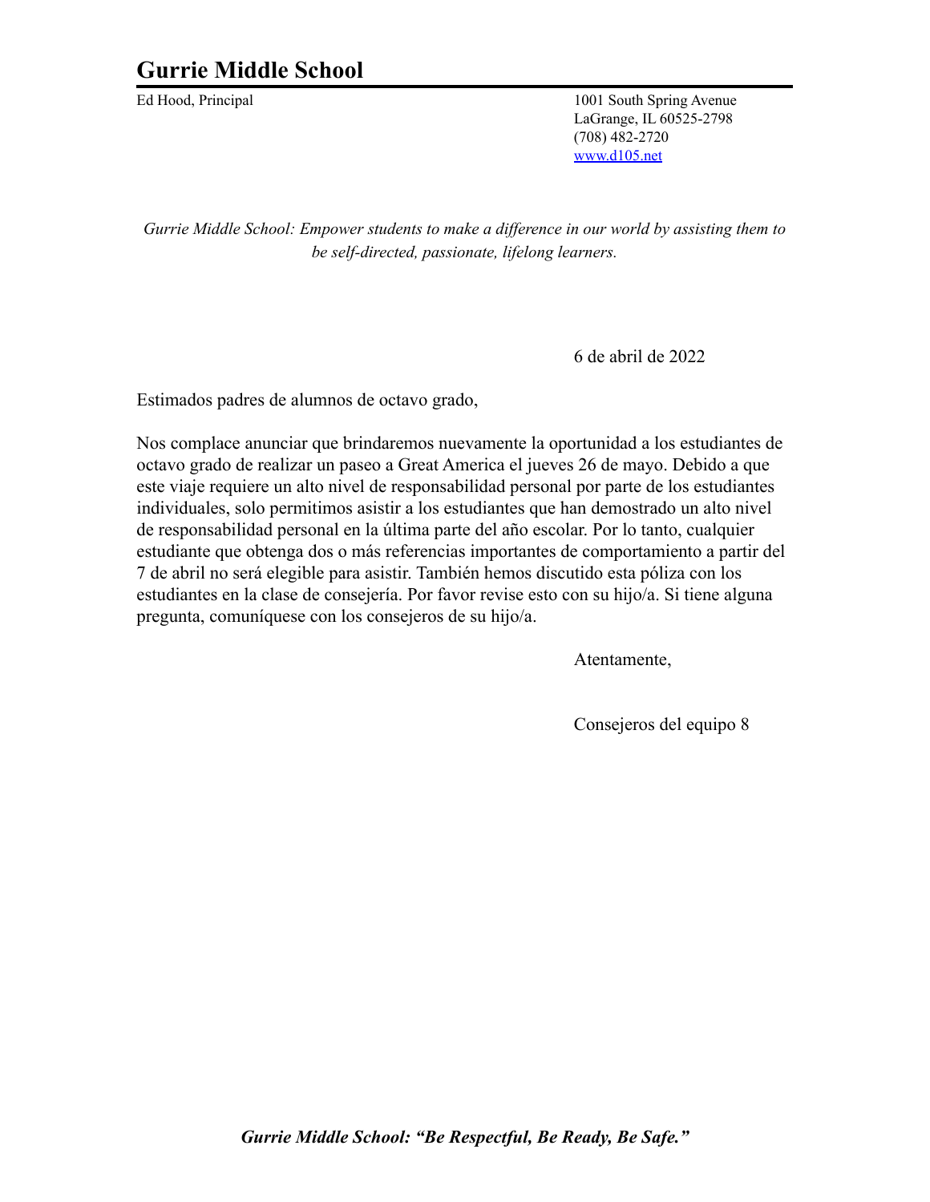# Gurrie Middle School

Ed Hood, Principal

1001 South Spring Avenue
LaGrange, IL 60525-2798
(708) 482-2720
www.d105.net

*Gurrie Middle School: Empower students to make a difference in our world by assisting them to be self-directed, passionate, lifelong learners.*

6 de abril de 2022

Estimados padres de alumnos de octavo grado,

Nos complace anunciar que brindaremos nuevamente la oportunidad a los estudiantes de octavo grado de realizar un paseo a Great America el jueves 26 de mayo. Debido a que este viaje requiere un alto nivel de responsabilidad personal por parte de los estudiantes individuales, solo permitimos asistir a los estudiantes que han demostrado un alto nivel de responsabilidad personal en la última parte del año escolar. Por lo tanto, cualquier estudiante que obtenga dos o más referencias importantes de comportamiento a partir del 7 de abril no será elegible para asistir. También hemos discutido esta póliza con los estudiantes en la clase de consejería. Por favor revise esto con su hijo/a. Si tiene alguna pregunta, comuníquese con los consejeros de su hijo/a.

Atentamente,

Consejeros del equipo 8

***Gurrie Middle School: "Be Respectful, Be Ready, Be Safe."***